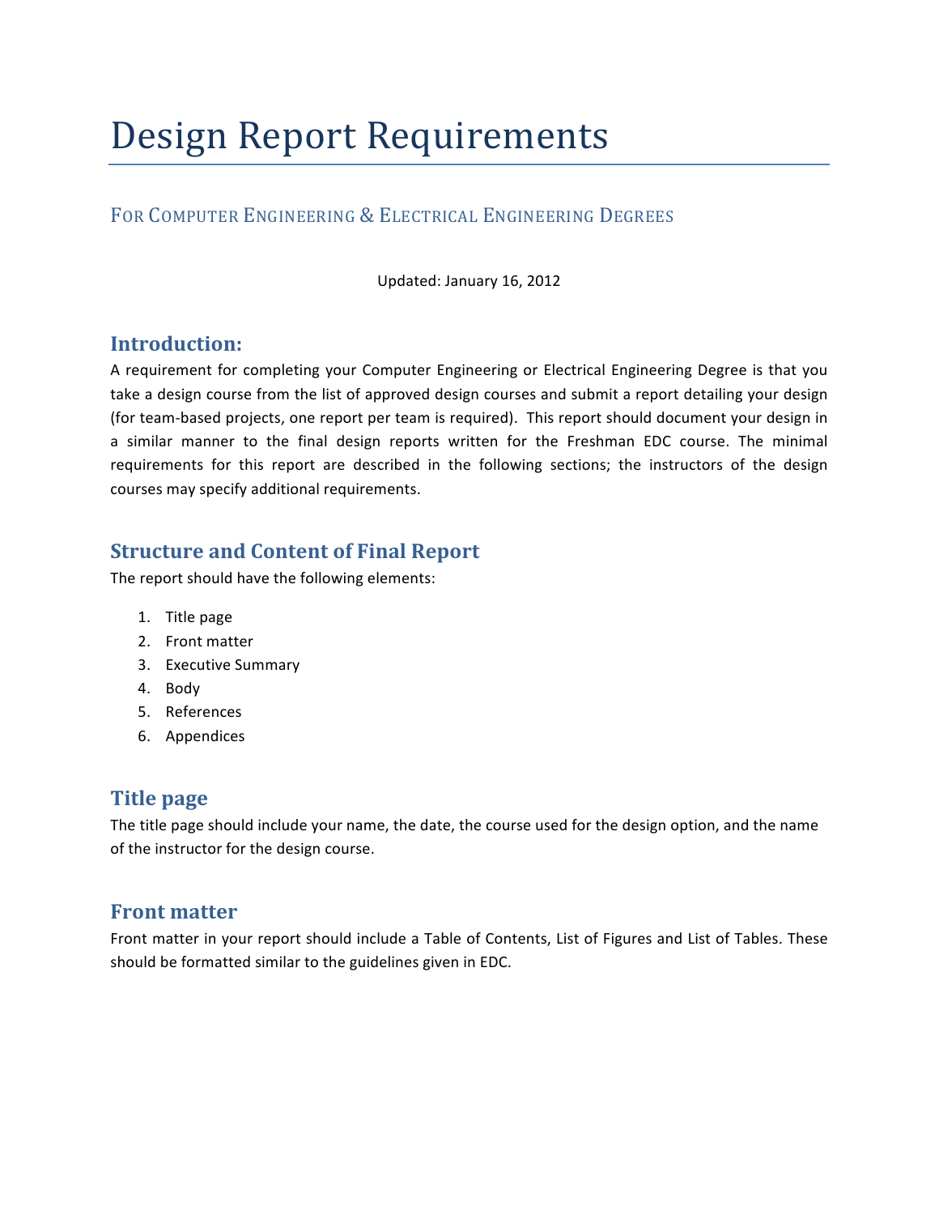# Design Report Requirements

## For Computer Engineering & Electrical Engineering Degrees

Updated: January 16, 2012

### Introduction:

A requirement for completing your Computer Engineering or Electrical Engineering Degree is that you take a design course from the list of approved design courses and submit a report detailing your design (for team-based projects, one report per team is required). This report should document your design in a similar manner to the final design reports written for the Freshman EDC course. The minimal requirements for this report are described in the following sections; the instructors of the design courses may specify additional requirements.

### Structure and Content of Final Report

The report should have the following elements:

1. Title page
2. Front matter
3. Executive Summary
4. Body
5. References
6. Appendices

### Title page

The title page should include your name, the date, the course used for the design option, and the name of the instructor for the design course.

### Front matter

Front matter in your report should include a Table of Contents, List of Figures and List of Tables. These should be formatted similar to the guidelines given in EDC.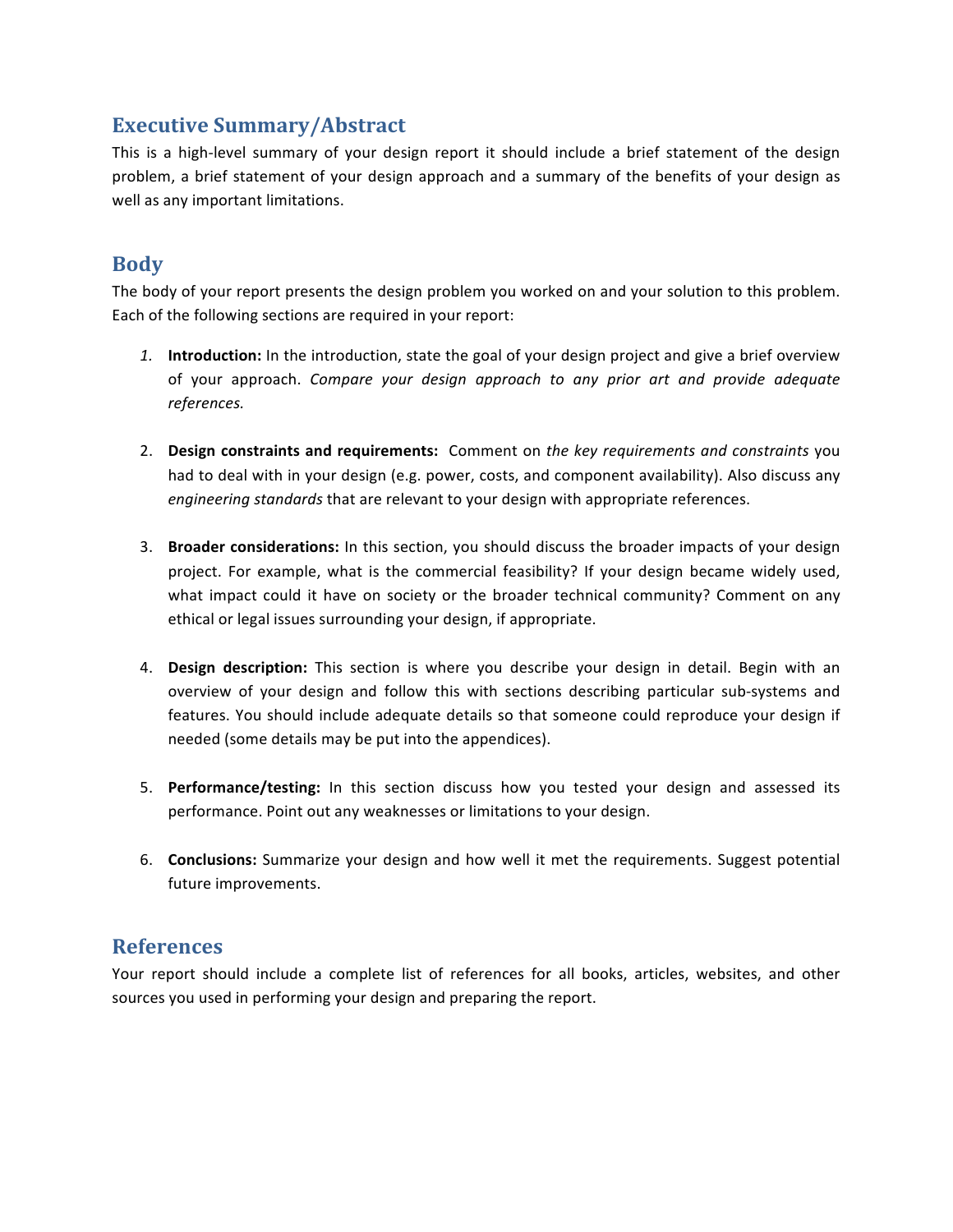## Executive Summary/Abstract

This is a high-level summary of your design report it should include a brief statement of the design problem, a brief statement of your design approach and a summary of the benefits of your design as well as any important limitations.

## Body

The body of your report presents the design problem you worked on and your solution to this problem. Each of the following sections are required in your report:

1. **Introduction:** In the introduction, state the goal of your design project and give a brief overview of your approach. *Compare your design approach to any prior art and provide adequate references.*

2. **Design constraints and requirements:** Comment on *the key requirements and constraints* you had to deal with in your design (e.g. power, costs, and component availability). Also discuss any *engineering standards* that are relevant to your design with appropriate references.

3. **Broader considerations:** In this section, you should discuss the broader impacts of your design project. For example, what is the commercial feasibility? If your design became widely used, what impact could it have on society or the broader technical community? Comment on any ethical or legal issues surrounding your design, if appropriate.

4. **Design description:** This section is where you describe your design in detail. Begin with an overview of your design and follow this with sections describing particular sub-systems and features. You should include adequate details so that someone could reproduce your design if needed (some details may be put into the appendices).

5. **Performance/testing:** In this section discuss how you tested your design and assessed its performance. Point out any weaknesses or limitations to your design.

6. **Conclusions:** Summarize your design and how well it met the requirements. Suggest potential future improvements.

## References

Your report should include a complete list of references for all books, articles, websites, and other sources you used in performing your design and preparing the report.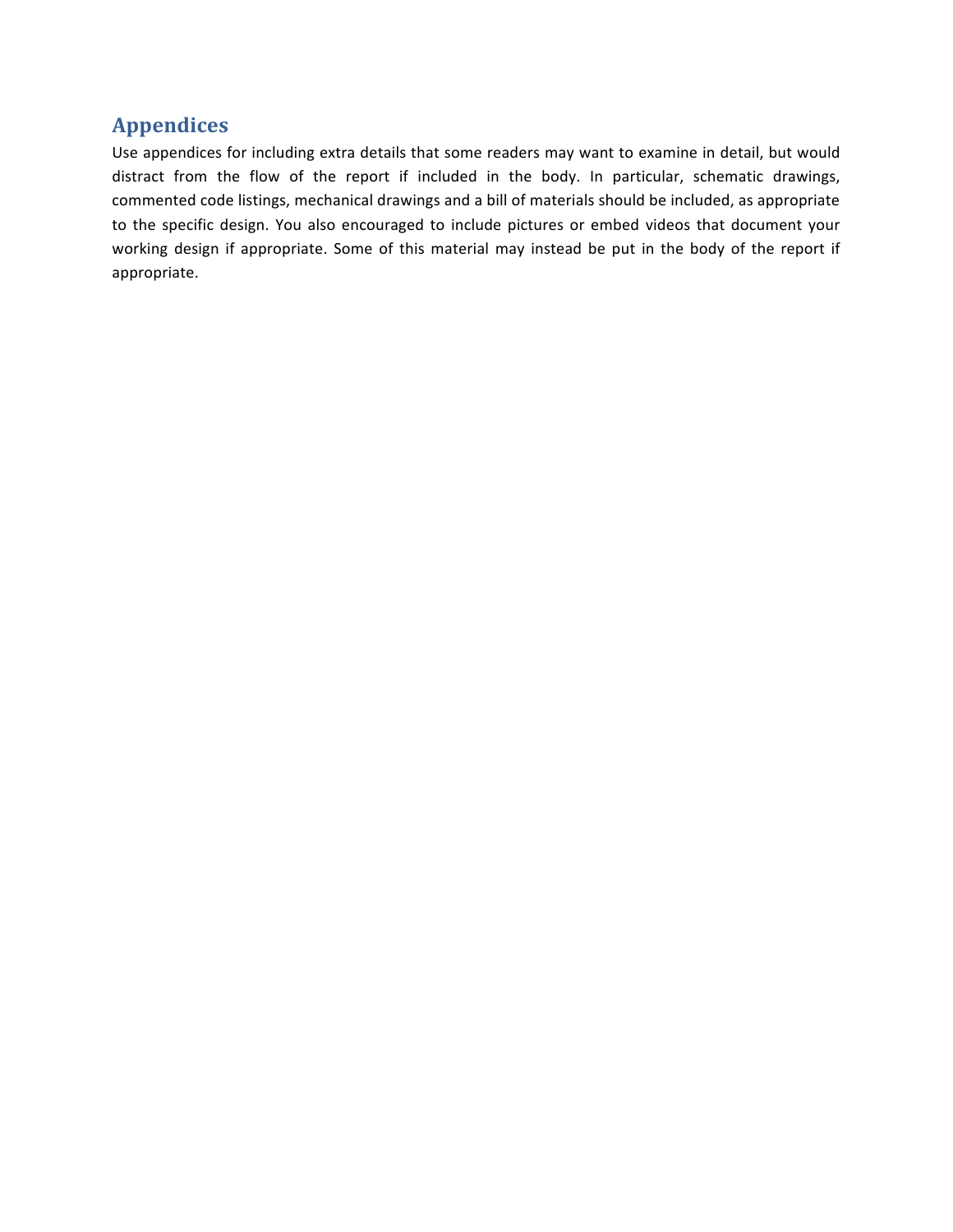## Appendices

Use appendices for including extra details that some readers may want to examine in detail, but would distract from the flow of the report if included in the body. In particular, schematic drawings, commented code listings, mechanical drawings and a bill of materials should be included, as appropriate to the specific design. You also encouraged to include pictures or embed videos that document your working design if appropriate. Some of this material may instead be put in the body of the report if appropriate.